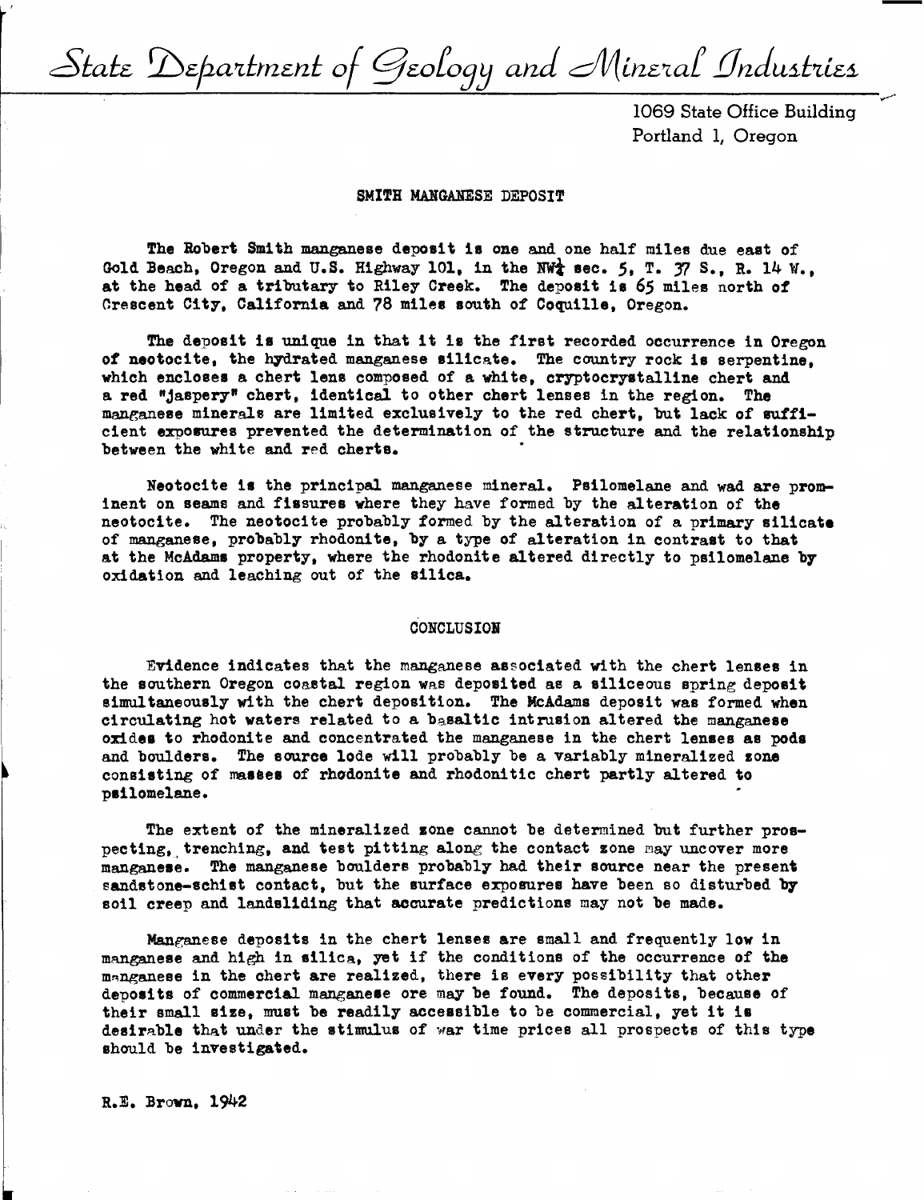*State Department of Geology and Mineral Industries*

1069 State Office Building
Portland 1, Oregon

## SMITH MANGANESE DEPOSIT

The Robert Smith manganese deposit is one and one half miles due east of Gold Beach, Oregon and U.S. Highway 101, in the NW¼ sec. 5, T. 37 S., R. 14 W., at the head of a tributary to Riley Creek. The deposit is 65 miles north of Crescent City, California and 78 miles south of Coquille, Oregon.

The deposit is unique in that it is the first recorded occurrence in Oregon of neotocite, the hydrated manganese silicate. The country rock is serpentine, which encloses a chert lens composed of a white, cryptocrystalline chert and a red "jaspery" chert, identical to other chert lenses in the region. The manganese minerals are limited exclusively to the red chert, but lack of sufficient exposures prevented the determination of the structure and the relationship between the white and red cherts.

Neotocite is the principal manganese mineral. Psilomelane and wad are prominent on seams and fissures where they have formed by the alteration of the neotocite. The neotocite probably formed by the alteration of a primary silicate of manganese, probably rhodonite, by a type of alteration in contrast to that at the McAdams property, where the rhodonite altered directly to psilomelane by oxidation and leaching out of the silica.

## CONCLUSION

Evidence indicates that the manganese associated with the chert lenses in the southern Oregon coastal region was deposited as a siliceous spring deposit simultaneously with the chert deposition. The McAdams deposit was formed when circulating hot waters related to a basaltic intrusion altered the manganese oxides to rhodonite and concentrated the manganese in the chert lenses as pods and boulders. The source lode will probably be a variably mineralized zone consisting of masses of rhodonite and rhodonitic chert partly altered to psilomelane.

The extent of the mineralized zone cannot be determined but further prospecting, trenching, and test pitting along the contact zone may uncover more manganese. The manganese boulders probably had their source near the present sandstone-schist contact, but the surface exposures have been so disturbed by soil creep and landsliding that accurate predictions may not be made.

Manganese deposits in the chert lenses are small and frequently low in manganese and high in silica, yet if the conditions of the occurrence of the manganese in the chert are realized, there is every possibility that other deposits of commercial manganese ore may be found. The deposits, because of their small size, must be readily accessible to be commercial, yet it is desirable that under the stimulus of war time prices all prospects of this type should be investigated.

R.E. Brown, 1942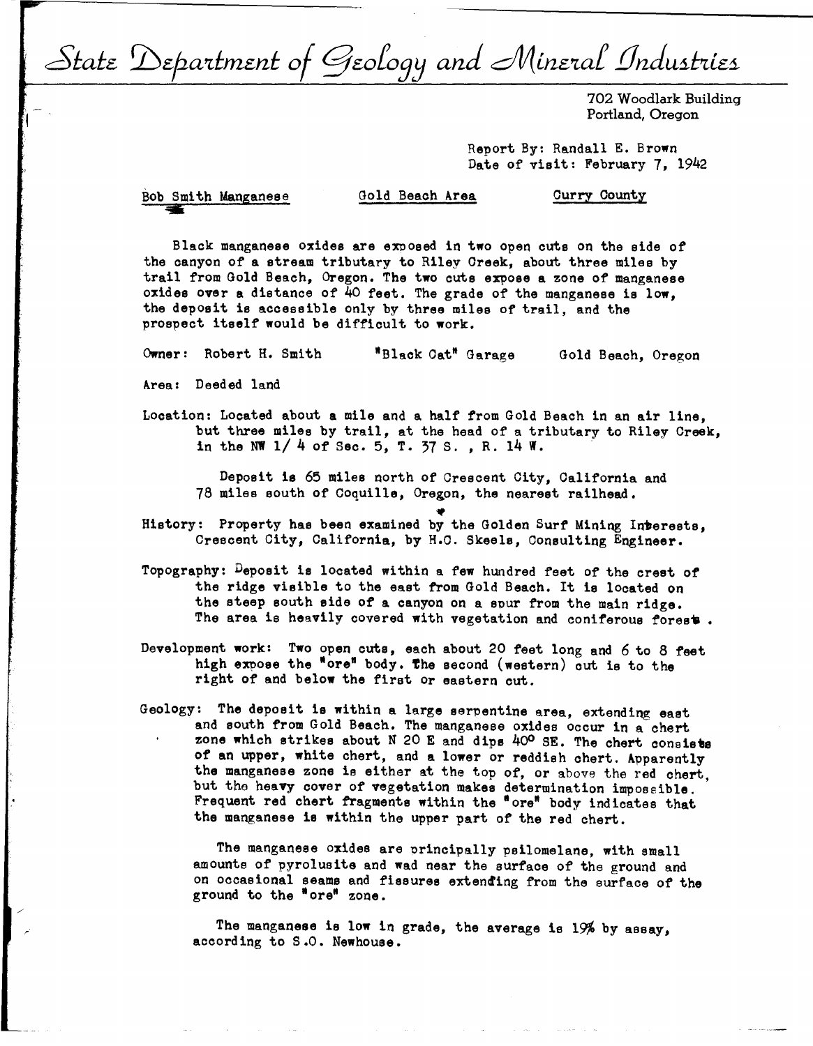# State Department of Geology and Mineral Industries

702 Woodlark Building
Portland, Oregon

Report By: Randall E. Brown
Date of visit: February 7, 1942

Bob Smith Manganese          Gold Beach Area          Curry County

Black manganese oxides are exposed in two open cuts on the side of the canyon of a stream tributary to Riley Creek, about three miles by trail from Gold Beach, Oregon. The two cuts expose a zone of manganese oxides over a distance of 40 feet. The grade of the manganese is low, the deposit is accessible only by three miles of trail, and the prospect itself would be difficult to work.

Owner: Robert H. Smith          "Black Cat" Garage          Gold Beach, Oregon

Area: Deeded land

Location: Located about a mile and a half from Gold Beach in an air line, but three miles by trail, at the head of a tributary to Riley Creek, in the NW 1/4 of Sec. 5, T. 37 S., R. 14 W.

Deposit is 65 miles north of Crescent City, California and 78 miles south of Coquille, Oregon, the nearest railhead.

History: Property has been examined by the Golden Surf Mining Interests, Crescent City, California, by H.C. Skeels, Consulting Engineer.

Topography: Deposit is located within a few hundred feet of the crest of the ridge visible to the east from Gold Beach. It is located on the steep south side of a canyon on a spur from the main ridge. The area is heavily covered with vegetation and coniferous forests.

Development work: Two open cuts, each about 20 feet long and 6 to 8 feet high expose the "ore" body. The second (western) cut is to the right of and below the first or eastern cut.

Geology: The deposit is within a large serpentine area, extending east and south from Gold Beach. The manganese oxides occur in a chert zone which strikes about N 20 E and dips 40° SE. The chert consists of an upper, white chert, and a lower or reddish chert. Apparently the manganese zone is either at the top of, or above the red chert, but the heavy cover of vegetation makes determination impossible. Frequent red chert fragments within the "ore" body indicates that the manganese is within the upper part of the red chert.

The manganese oxides are principally psilomelane, with small amounts of pyrolusite and wad near the surface of the ground and on occasional seams and fissures extending from the surface of the ground to the "ore" zone.

The manganese is low in grade, the average is 19% by assay, according to S.O. Newhouse.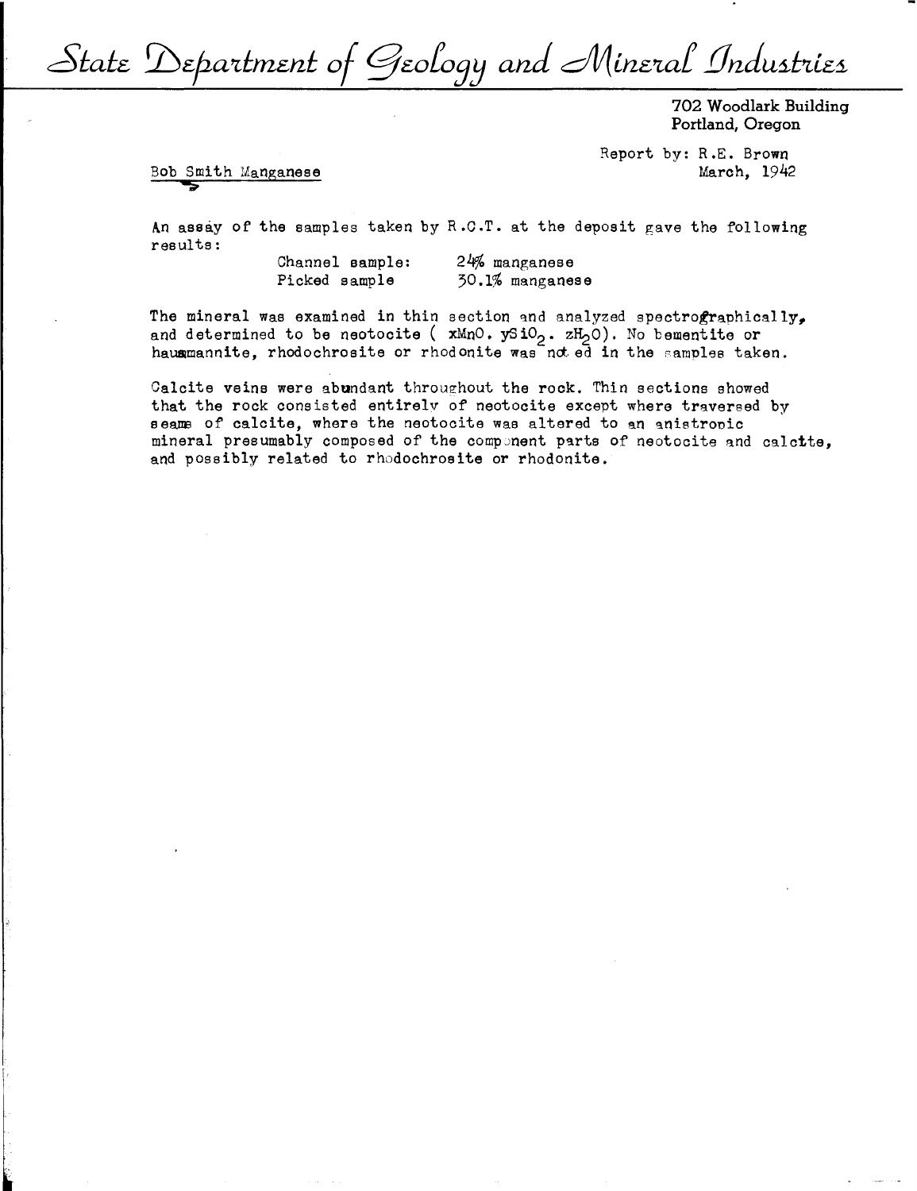# State Department of Geology and Mineral Industries

702 Woodlark Building
Portland, Oregon

Report by: R.E. Brown
March, 1942

Bob Smith Manganese

An assay of the samples taken by R.C.T. at the deposit gave the following results:

Channel sample: 24% manganese
Picked sample 30.1% manganese

The mineral was examined in thin section and analyzed spectrographically, and determined to be neotocite ( $xMnO. ySiO_2. zH_2O$). No bementite or hausmannite, rhodochrosite or rhodonite was noted in the samples taken.

Calcite veins were abundant throughout the rock. Thin sections showed that the rock consisted entirely of neotocite except where traversed by seams of calcite, where the neotocite was altered to an anistropic mineral presumably composed of the component parts of neotocite and calcite, and possibly related to rhodochrosite or rhodonite.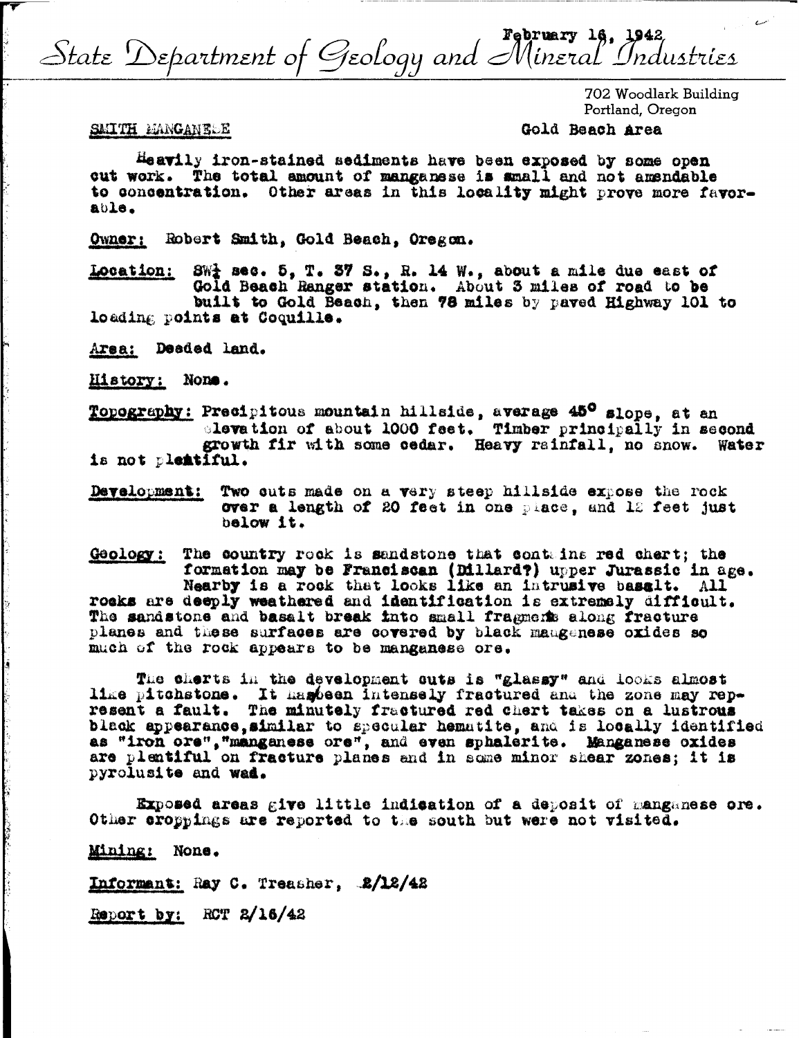State Department of Geology and Mineral Industries

February 16, 1942

702 Woodlark Building
Portland, Oregon

SMITH MANGANESE

Gold Beach Area

Heavily iron-stained sediments have been exposed by some open cut work. The total amount of manganese is small and not amendable to concentration. Other areas in this locality might prove more favorable.

Owner: Robert Smith, Gold Beach, Oregon.

Location: SW¼ sec. 5, T. 37 S., R. 14 W., about a mile due east of Gold Beach Ranger station. About 3 miles of road to be built to Gold Beach, then 78 miles by paved Highway 101 to loading points at Coquille.

Area: Deeded land.

History: None.

Topography: Precipitous mountain hillside, average 45° slope, at an elevation of about 1000 feet. Timber principally in second growth fir with some cedar. Heavy rainfall, no snow. Water is not plentiful.

Development: Two cuts made on a very steep hillside expose the rock over a length of 20 feet in one place, and 12 feet just below it.

Geology: The country rock is sandstone that contains red chert; the formation may be Franciscan (Dillard?) upper Jurassic in age. Nearby is a rock that looks like an intrusive basalt. All rocks are deeply weathered and identification is extremely difficult. The sandstone and basalt break into small fragments along fracture planes and these surfaces are covered by black manganese oxides so much of the rock appears to be manganese ore.

The cherts in the development cuts is "glassy" and looks almost like pitchstone. It has been intensely fractured and the zone may represent a fault. The minutely fractured red chert takes on a lustrous black appearance, similar to specular hematite, and is locally identified as "iron ore", "manganese ore", and even sphalerite. Manganese oxides are plentiful on fracture planes and in some minor shear zones; it is pyrolusite and wad.

Exposed areas give little indication of a deposit of manganese ore. Other croppings are reported to the south but were not visited.

Mining: None.

Informant: Ray C. Treasher, 2/12/42

Report by: RCT 2/16/42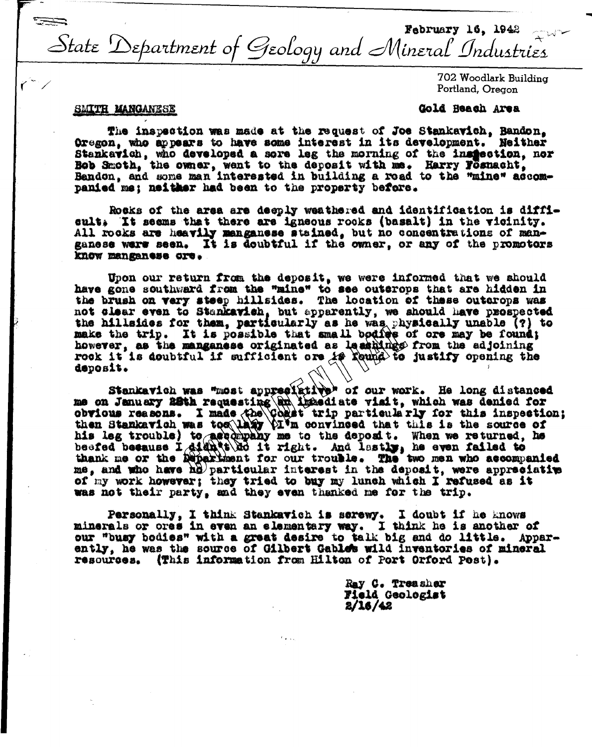February 16, 1942

State Department of Geology and Mineral Industries

702 Woodlark Building
Portland, Oregon

SMITH MANGANESE

Gold Beach Area

The inspection was made at the request of Joe Stankavich, Bandon, Oregon, who appears to have some interest in its development. Neither Stankavich, who developed a sore leg the morning of the inspection, nor Bob Smoth, the owner, went to the deposit with me. Harry Fosnacht, Bandon, and some man interested in building a road to the "mine" accompanied me; neither had been to the property before.

Rocks of the area are deeply weathered and identification is difficult. It seems that there are igneous rocks (basalt) in the vicinity. All rocks are heavily manganese stained, but no concentrations of manganese were seen. It is doubtful if the owner, or any of the promoters know manganese ore.

Upon our return from the deposit, we were informed that we should have gone southward from the "mine" to see outcrops that are hidden in the brush on very steep hillsides. The location of these outcrops was not clear even to Stankavich, but apparently, we should have prospected the hillsides for them, particularly as he was physically unable (?) to make the trip. It is possible that small bodies of ore may be found; however, as the manganese originated as leachings from the adjoining rock it is doubtful if sufficient ore is found to justify opening the deposit.

Stankavich was "most appreciative" of our work. He long distanced me on January 28th requesting an immediate visit, which was denied for obvious reasons. I made the Coast trip particularly for this inspection; then Stankavich was too lazy (I'm convinced that this is the source of his leg trouble) to accompany me to the deposit. When we returned, he beefed because I didn't do it right. And lastly, he even failed to thank me or the Department for our trouble. The two men who accompanied me, and who have no particular interest in the deposit, were appreciative of my work however; they tried to buy my lunch which I refused as it was not their party, and they even thanked me for the trip.

Personally, I think Stankavich is screwy. I doubt if he knows minerals or ores in even an elementary way. I think he is another of our "busy bodies" with a great desire to talk big and do little. Apparently, he was the source of Gilbert Gable's wild inventories of mineral resources. (This information from Hilton of Port Orford Post).

Ray C. Treasher
Field Geologist
2/16/42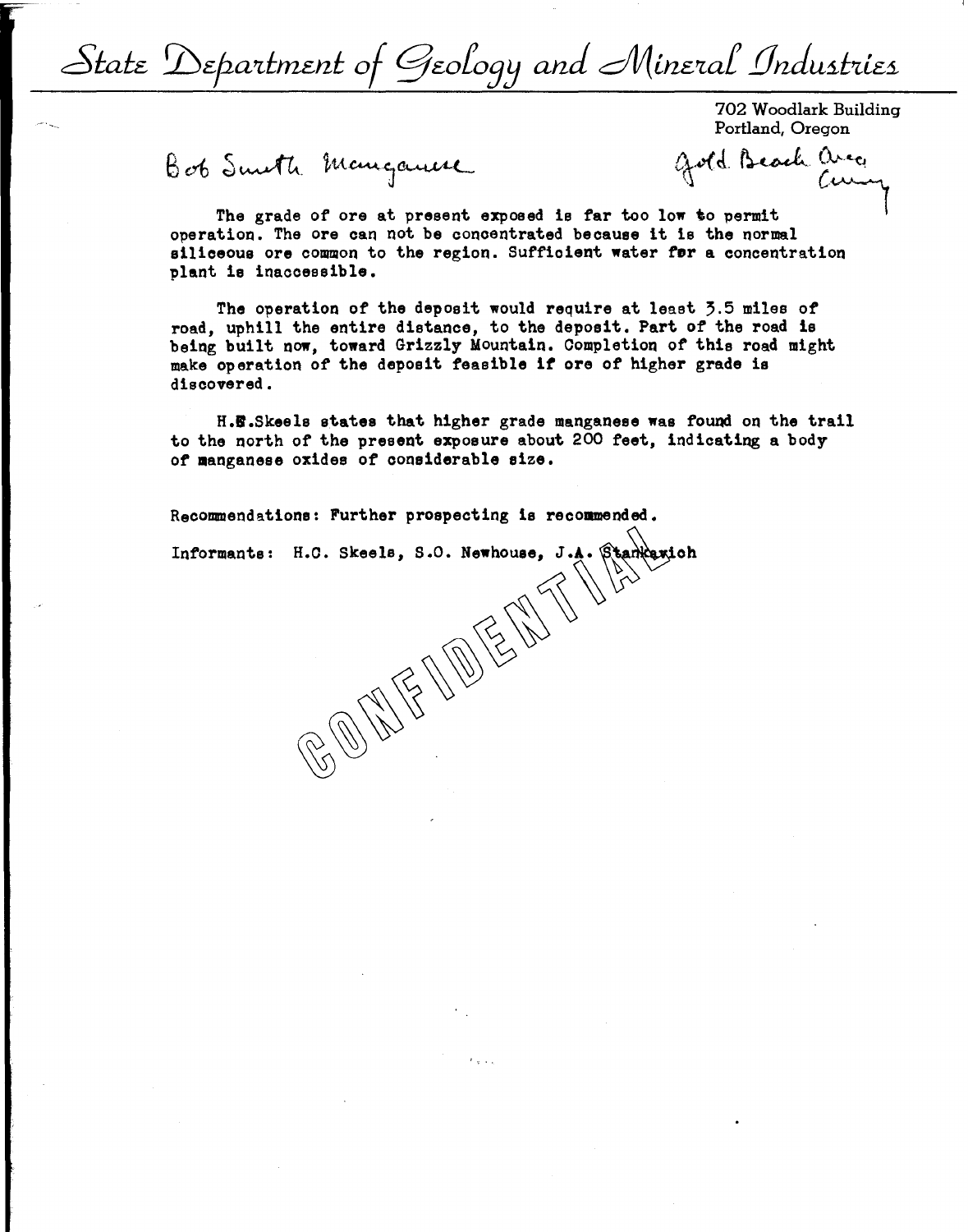# State Department of Geology and Mineral Industries

702 Woodlark Building
Portland, Oregon

Bob Smith Manganese

Gold Beach Area
Curry

The grade of ore at present exposed is far too low to permit operation. The ore can not be concentrated because it is the normal siliceous ore common to the region. Sufficient water for a concentration plant is inaccessible.

The operation of the deposit would require at least 3.5 miles of road, uphill the entire distance, to the deposit. Part of the road is being built now, toward Grizzly Mountain. Completion of this road might make operation of the deposit feasible if ore of higher grade is discovered.

H.C.Skeels states that higher grade manganese was found on the trail to the north of the present exposure about 200 feet, indicating a body of manganese oxides of considerable size.

Recommendations: Further prospecting is recommended.

Informants: H.C. Skeels, S.O. Newhouse, J.A. Stankavich

CONFIDENTIAL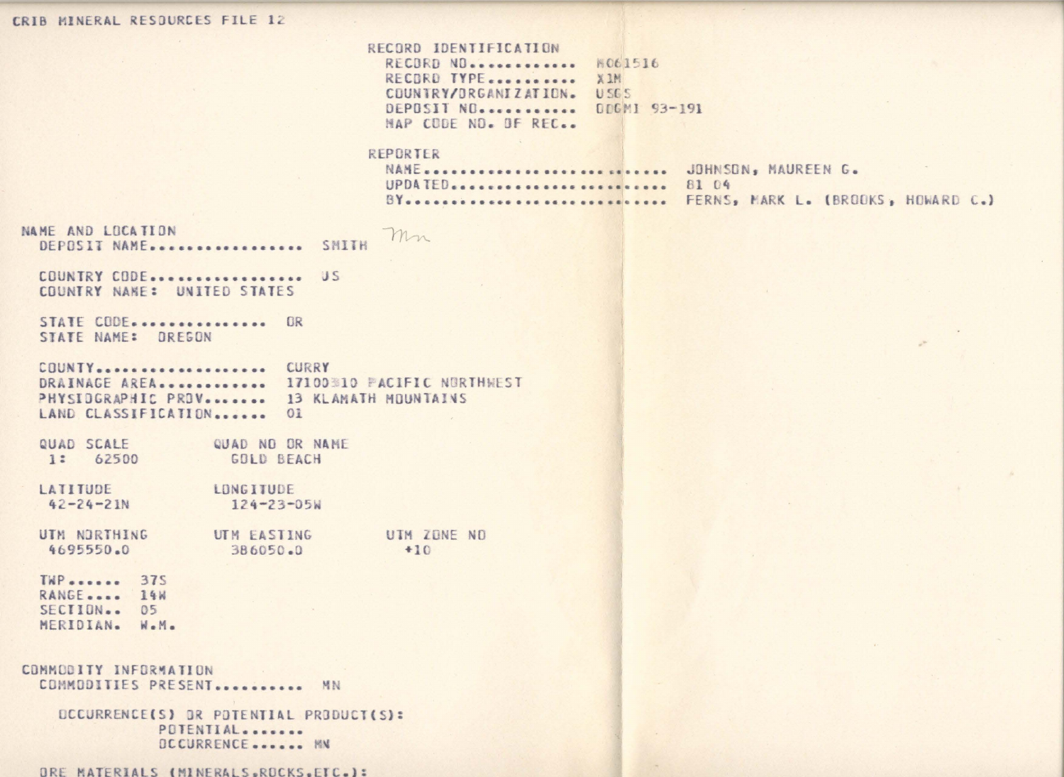CRIB MINERAL RESOURCES FILE 12

RECORD IDENTIFICATION
  RECORD NO............ M061516
  RECORD TYPE.......... X1M
  COUNTRY/ORGANIZATION. USGS
  DEPOSIT NO........... DDGMI 93-191
  MAP CODE NO. OF REC..

REPORTER
  NAME......................... JOHNSON, MAUREEN G.
  UPDATED...................... 81 04
  BY........................... FERNS, MARK L. (BROOKS, HOWARD C.)

NAME AND LOCATION
  DEPOSIT NAME................. SMITH   Mn

  COUNTRY CODE................. US
  COUNTRY NAME: UNITED STATES

  STATE CODE............... OR
  STATE NAME: OREGON

  COUNTY................... CURRY
  DRAINAGE AREA............ 17100310 PACIFIC NORTHWEST
  PHYSIOGRAPHIC PROV....... 13 KLAMATH MOUNTAINS
  LAND CLASSIFICATION...... 01

| QUAD SCALE | QUAD NO OR NAME | |
|---|---|---|
| 1: 62500 | GOLD BEACH | |
| **LATITUDE** | **LONGITUDE** | |
| 42-24-21N | 124-23-05W | |
| **UTM NORTHING** | **UTM EASTING** | **UTM ZONE NO** |
| 4695550.0 | 386050.0 | +10 |

  TWP...... 37S
  RANGE.... 14W
  SECTION.. 05
  MERIDIAN. W.M.

COMMODITY INFORMATION
  COMMODITIES PRESENT.......... MN

    OCCURRENCE(S) OR POTENTIAL PRODUCT(S):
      POTENTIAL.......
      OCCURRENCE...... MN

  ORE MATERIALS (MINERALS,ROCKS,ETC.):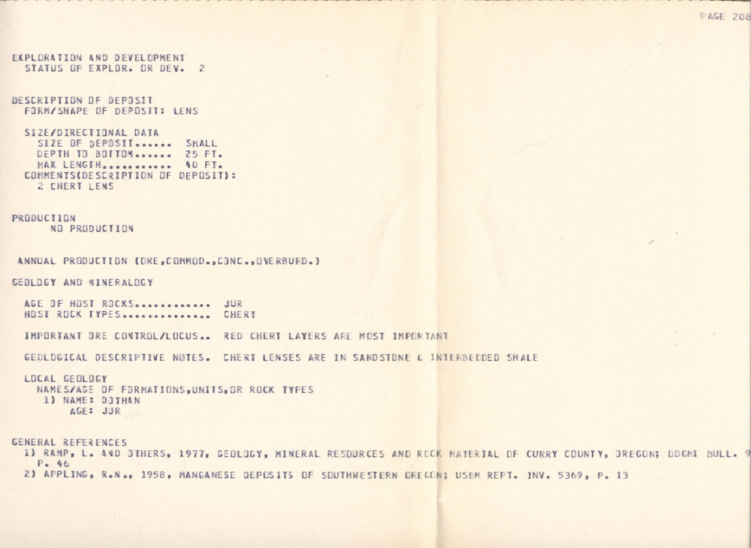EXPLORATION AND DEVELOPMENT
  STATUS OF EXPLOR. OR DEV.  2

DESCRIPTION OF DEPOSIT
  FORM/SHAPE OF DEPOSIT: LENS

  SIZE/DIRECTIONAL DATA
    SIZE OF DEPOSIT...... SMALL
    DEPTH TO BOTTOM...... 25 FT.
    MAX LENGTH........... 40 FT.
  COMMENTS(DESCRIPTION OF DEPOSIT):
    2 CHERT LENS

PRODUCTION
    NO PRODUCTION

ANNUAL PRODUCTION (ORE,COMMOD.,CONC.,OVERBURD.)

GEOLOGY AND MINERALOGY

  AGE OF HOST ROCKS............ JUR
  HOST ROCK TYPES.............. CHERT

  IMPORTANT ORE CONTROL/LOCUS.. RED CHERT LAYERS ARE MOST IMPORTANT

  GEOLOGICAL DESCRIPTIVE NOTES. CHERT LENSES ARE IN SANDSTONE & INTERBEDDED SHALE

  LOCAL GEOLOGY
    NAMES/AGE OF FORMATIONS,UNITS,OR ROCK TYPES
     1) NAME: DOTHAN
        AGE: JUR

GENERAL REFERENCES
  1) RAMP, L. AND OTHERS, 1977, GEOLOGY, MINERAL RESOURCES AND ROCK MATERIAL OF CURRY COUNTY, OREGON; ODGMI BULL. 9
     P. 46
  2) APPLING, R.N., 1958, MANGANESE DEPOSITS OF SOUTHWESTERN OREGON; USBM REPT. INV. 5369, P. 13